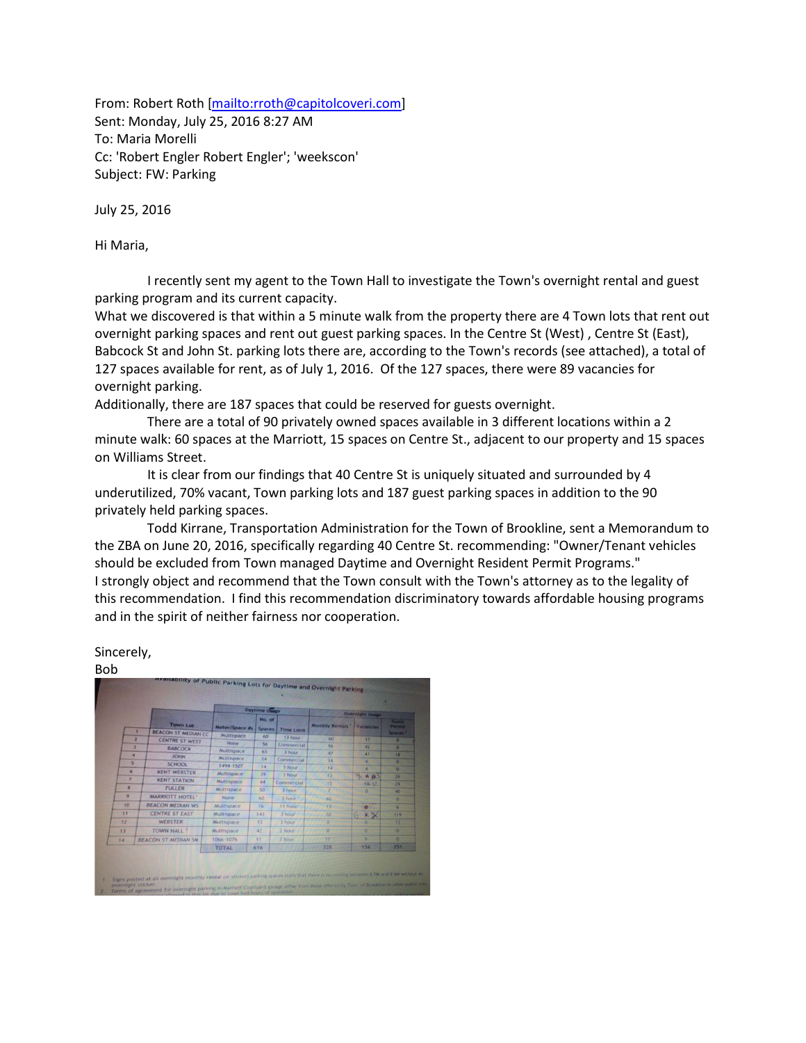From: Robert Roth [mailto:rroth@capitolcoveri.com]
Sent: Monday, July 25, 2016 8:27 AM
To: Maria Morelli
Cc: 'Robert Engler Robert Engler'; 'weekscon'
Subject: FW: Parking

July 25, 2016

Hi Maria,

I recently sent my agent to the Town Hall to investigate the Town's overnight rental and guest parking program and its current capacity.

What we discovered is that within a 5 minute walk from the property there are 4 Town lots that rent out overnight parking spaces and rent out guest parking spaces. In the Centre St (West) , Centre St (East), Babcock St and John St. parking lots there are, according to the Town's records (see attached), a total of 127 spaces available for rent, as of July 1, 2016. Of the 127 spaces, there were 89 vacancies for overnight parking.

Additionally, there are 187 spaces that could be reserved for guests overnight.

There are a total of 90 privately owned spaces available in 3 different locations within a 2 minute walk: 60 spaces at the Marriott, 15 spaces on Centre St., adjacent to our property and 15 spaces on Williams Street.

It is clear from our findings that 40 Centre St is uniquely situated and surrounded by 4 underutilized, 70% vacant, Town parking lots and 187 guest parking spaces in addition to the 90 privately held parking spaces.

Todd Kirrane, Transportation Administration for the Town of Brookline, sent a Memorandum to the ZBA on June 20, 2016, specifically regarding 40 Centre St. recommending: "Owner/Tenant vehicles should be excluded from Town managed Daytime and Overnight Resident Permit Programs."

I strongly object and recommend that the Town consult with the Town's attorney as to the legality of this recommendation. I find this recommendation discriminatory towards affordable housing programs and in the spirit of neither fairness nor cooperation.

Sincerely,
Bob

**Availability of Public Parking Lots for Daytime and Overnight Parking**

| | Town Lot | Daytime Usage | | | Overnight Usage | | |
|---|---|---|---|---|---|---|---|
| | | Meter/Space #s | No. of Spaces | Time Limit | Monthly Rentals [1] | Vacancies | Guest Permit Spaces [2] |
| 1 | BEACON ST MEDIAN CC | Multispace | 60 | 13 hour | 60 | 17 | 0 |
| 2 | CENTRE ST WEST | None | 56 | Commercial | 56 | 42 | 0 |
| 3 | BABCOCK | Multispace | 65 | 3 hour | 47 | 41 | 18 |
| 4 | JOHN | Multispace | 14 | Commercial | 14 | 6 | 0 |
| 5 | SCHOOL | 1494-1507 | 14 | 5 hour | 14 | 6 | 0 |
| 6 | KENT WEBSTER | Multispace | 39 | 3 hour | 13 | | 26 |
| 7 | KENT STATION | Multispace | 44 | Commercial | 15 | | 29 |
| 8 | FULLER | Multispace | 50 | 3 hour | 7 | 0 | 40 |
| 9 | MARRIOTT HOTEL [2] | None | 60 | 3 hour | 60 | 0 | 0 |
| 10 | BEACON MEDIAN WS | Multispace | 16 | 11 hour | 13 | | 4 |
| 11 | CENTRE ST EAST | Multispace | 143 | 3 hour | 10 | | 119 |
| 12 | WEBSTER | Multispace | 13 | 3 hour | 0 | 0 | 13 |
| 13 | TOWN HALL [3] | Multispace | 42 | 2 hour | 0 | 0 | 0 |
| 14 | BEACON ST MEDIAN SM | 1066-1076 | 11 | 2 hour | 11 | 5 | 0 |
| | | TOTAL | 616 | | 326 | 156 | 251 |

1 Signs posted at all overnight monthly rental (or sticker) parking spaces state that there is no parking between 2 AM and 9 AM without an overnight sticker.
2 Terms of agreement for overnight parking in Marriott Courtyard garage differ from those offered by Town of Brookline in other public lots.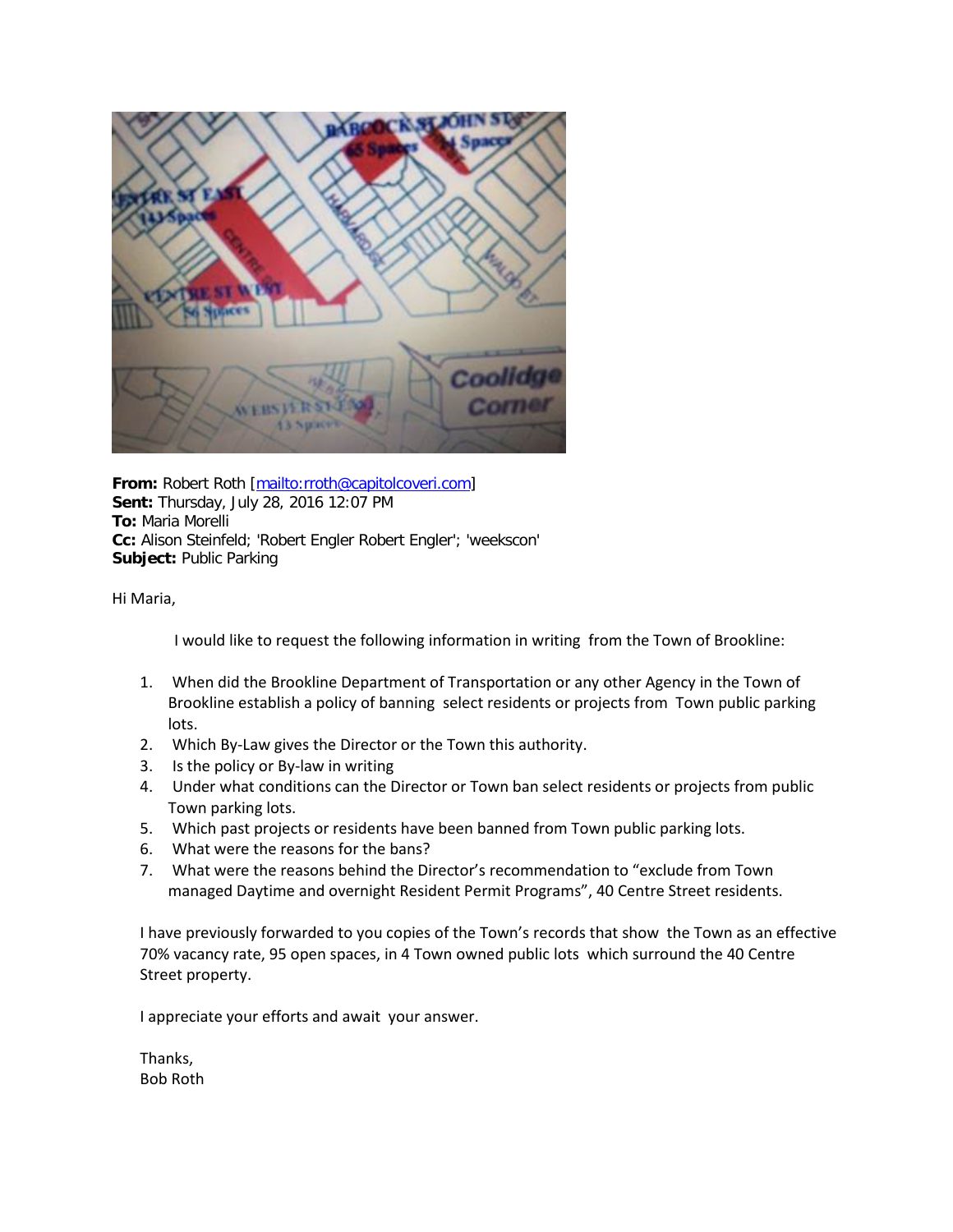**From:** Robert Roth [mailto:rroth@capitolcoveri.com]
**Sent:** Thursday, July 28, 2016 12:07 PM
**To:** Maria Morelli
**Cc:** Alison Steinfeld; 'Robert Engler Robert Engler'; 'weekscon'
**Subject:** Public Parking

Hi Maria,

I would like to request the following information in writing from the Town of Brookline:

1. When did the Brookline Department of Transportation or any other Agency in the Town of Brookline establish a policy of banning select residents or projects from Town public parking lots.
2. Which By-Law gives the Director or the Town this authority.
3. Is the policy or By-law in writing
4. Under what conditions can the Director or Town ban select residents or projects from public Town parking lots.
5. Which past projects or residents have been banned from Town public parking lots.
6. What were the reasons for the bans?
7. What were the reasons behind the Director's recommendation to "exclude from Town managed Daytime and overnight Resident Permit Programs", 40 Centre Street residents.

I have previously forwarded to you copies of the Town's records that show the Town as an effective 70% vacancy rate, 95 open spaces, in 4 Town owned public lots which surround the 40 Centre Street property.

I appreciate your efforts and await your answer.

Thanks,
Bob Roth